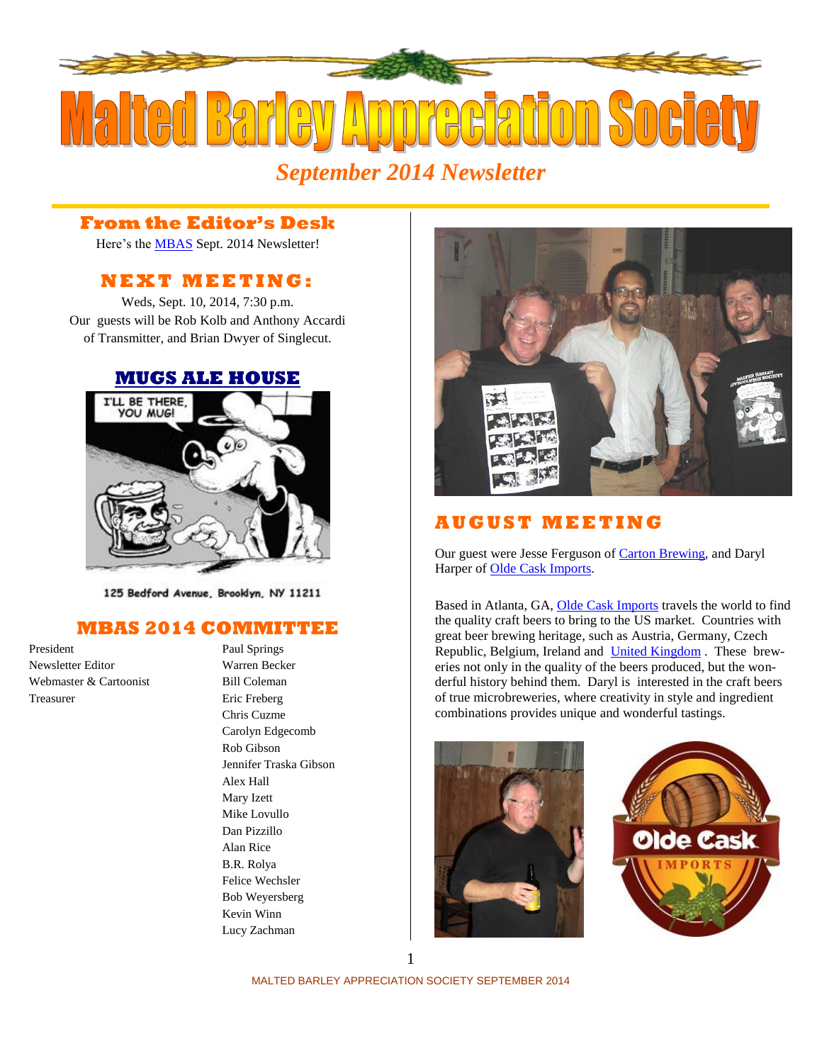# Malted Barley Appreciation Society

*September 2014 Newsletter*

## From the Editor's Desk

Here's the [MBAS](MBAS) Sept. 2014 Newsletter!

## NEXT MEETING:

Weds, Sept. 10, 2014, 7:30 p.m.
Our guests will be Rob Kolb and Anthony Accardi of Transmitter, and Brian Dwyer of Singlecut.

## MUGS ALE HOUSE

125 Bedford Avenue, Brooklyn, NY 11211

## MBAS 2014 COMMITTEE

| | |
|---|---|
| President | Paul Springs |
| Newsletter Editor | Warren Becker |
| Webmaster & Cartoonist | Bill Coleman |
| Treasurer | Eric Freberg |
| | Chris Cuzme |
| | Carolyn Edgecomb |
| | Rob Gibson |
| | Jennifer Traska Gibson |
| | Alex Hall |
| | Mary Izett |
| | Mike Lovullo |
| | Dan Pizzillo |
| | Alan Rice |
| | B.R. Rolya |
| | Felice Wechsler |
| | Bob Weyersberg |
| | Kevin Winn |
| | Lucy Zachman |

## AUGUST MEETING

Our guest were Jesse Ferguson of Carton Brewing, and Daryl Harper of Olde Cask Imports.

Based in Atlanta, GA, Olde Cask Imports travels the world to find the quality craft beers to bring to the US market. Countries with great beer brewing heritage, such as Austria, Germany, Czech Republic, Belgium, Ireland and United Kingdom . These breweries not only in the quality of the beers produced, but the wonderful history behind them. Daryl is interested in the craft beers of true microbreweries, where creativity in style and ingredient combinations provides unique and wonderful tastings.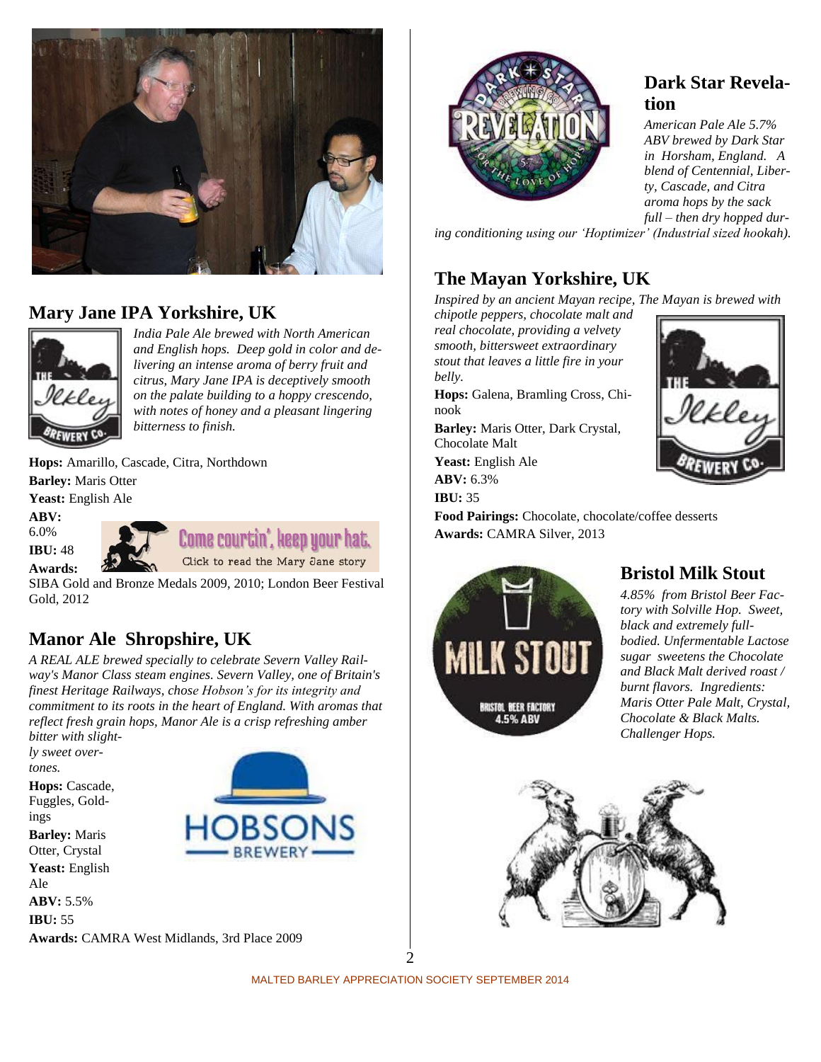## Mary Jane IPA Yorkshire, UK

*India Pale Ale brewed with North American and English hops. Deep gold in color and delivering an intense aroma of berry fruit and citrus, Mary Jane IPA is deceptively smooth on the palate building to a hoppy crescendo, with notes of honey and a pleasant lingering bitterness to finish.*

**Hops:** Amarillo, Cascade, Citra, Northdown

**Barley:** Maris Otter

**Yeast:** English Ale

**ABV:** 6.0%

**IBU:** 48

**Awards:** SIBA Gold and Bronze Medals 2009, 2010; London Beer Festival Gold, 2012

Come courtin', keep your hat.
Click to read the Mary Jane story

## Manor Ale Shropshire, UK

*A REAL ALE brewed specially to celebrate Severn Valley Railway's Manor Class steam engines. Severn Valley, one of Britain's finest Heritage Railways, chose Hobson's for its integrity and commitment to its roots in the heart of England. With aromas that reflect fresh grain hops, Manor Ale is a crisp refreshing amber bitter with slightly sweet overtones.*

**Hops:** Cascade, Fuggles, Goldings

**Barley:** Maris Otter, Crystal

**Yeast:** English Ale

**ABV:** 5.5%

**IBU:** 55

**Awards:** CAMRA West Midlands, 3rd Place 2009

## Dark Star Revelation

*American Pale Ale 5.7% ABV brewed by Dark Star in Horsham, England. A blend of Centennial, Liberty, Cascade, and Citra aroma hops by the sack full – then dry hopped during conditioning using our 'Hoptimizer' (Industrial sized hookah).*

## The Mayan Yorkshire, UK

*Inspired by an ancient Mayan recipe, The Mayan is brewed with chipotle peppers, chocolate malt and real chocolate, providing a velvety smooth, bittersweet extraordinary stout that leaves a little fire in your belly.*

**Hops:** Galena, Bramling Cross, Chinook

**Barley:** Maris Otter, Dark Crystal, Chocolate Malt

**Yeast:** English Ale

**ABV:** 6.3%

**IBU:** 35

**Food Pairings:** Chocolate, chocolate/coffee desserts

**Awards:** CAMRA Silver, 2013

## Bristol Milk Stout

*4.85% from Bristol Beer Factory with Solville Hop. Sweet, black and extremely full-bodied. Unfermentable Lactose sugar sweetens the Chocolate and Black Malt derived roast / burnt flavors. Ingredients: Maris Otter Pale Malt, Crystal, Chocolate & Black Malts. Challenger Hops.*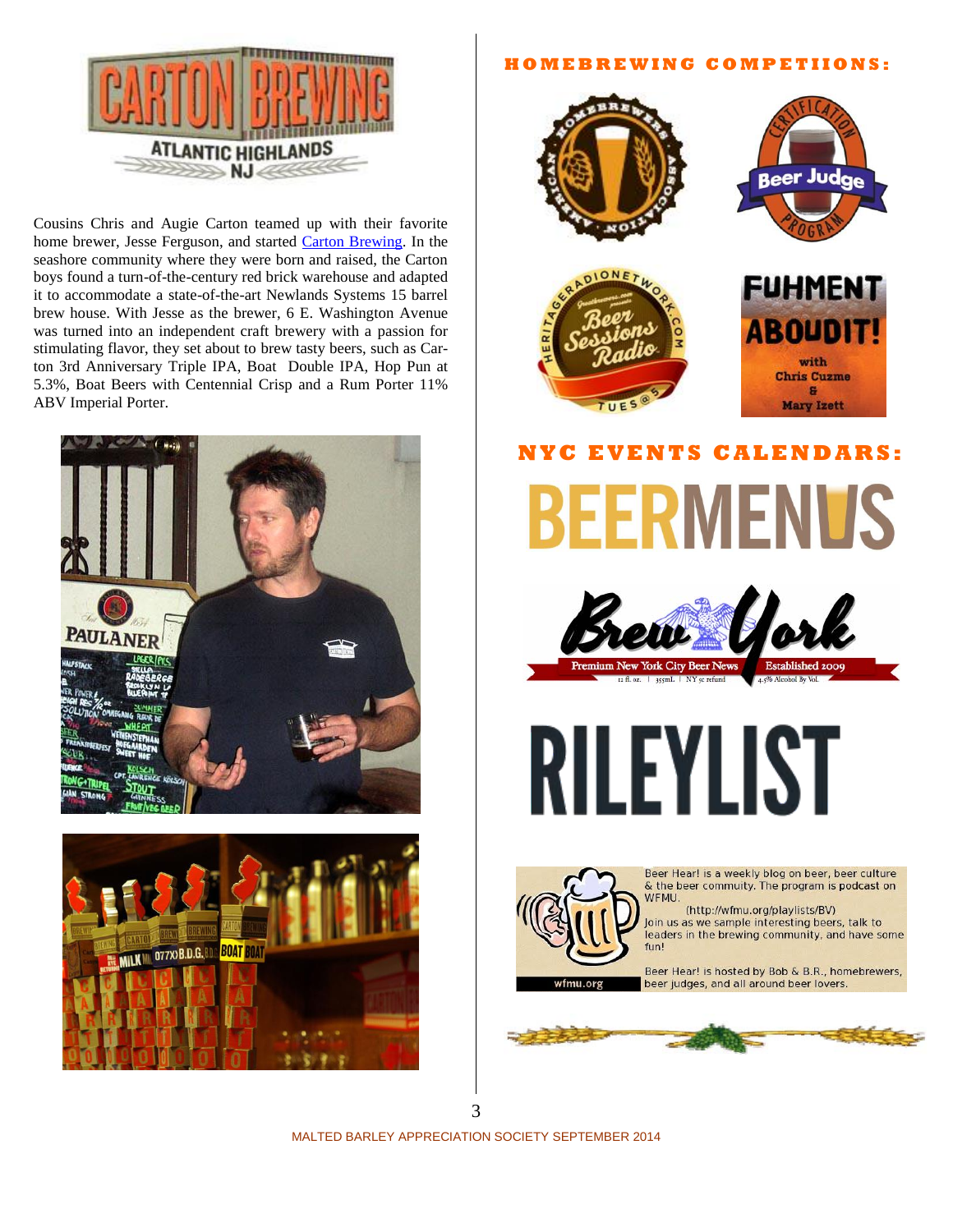# CARTON BREWING

ATLANTIC HIGHLANDS NJ

Cousins Chris and Augie Carton teamed up with their favorite home brewer, Jesse Ferguson, and started Carton Brewing. In the seashore community where they were born and raised, the Carton boys found a turn-of-the-century red brick warehouse and adapted it to accommodate a state-of-the-art Newlands Systems 15 barrel brew house. With Jesse as the brewer, 6 E. Washington Avenue was turned into an independent craft brewery with a passion for stimulating flavor, they set about to brew tasty beers, such as Carton 3rd Anniversary Triple IPA, Boat Double IPA, Hop Pun at 5.3%, Boat Beers with Centennial Crisp and a Rum Porter 11% ABV Imperial Porter.

## HOMEBREWING COMPETIIONS:

American Homebrewers Association

Beer Judge Certification Program

Heritage Radio Network.com — Beer Sessions Radio — Tues @ 5

FUHMENT ABOUDIT! with Chris Cuzme & Mary Izett

## NYC EVENTS CALENDARS:

BEERMENUS

Brew York — Premium New York City Beer News — Established 2009

RILEYLIST

Beer Hear! is a weekly blog on beer, beer culture & the beer commuity. The program is podcast on WFMU.

(http://wfmu.org/playlists/BV)

Join us as we sample interesting beers, talk to leaders in the brewing community, and have some fun!

Beer Hear! is hosted by Bob & B.R., homebrewers, beer judges, and all around beer lovers.

wfmu.org